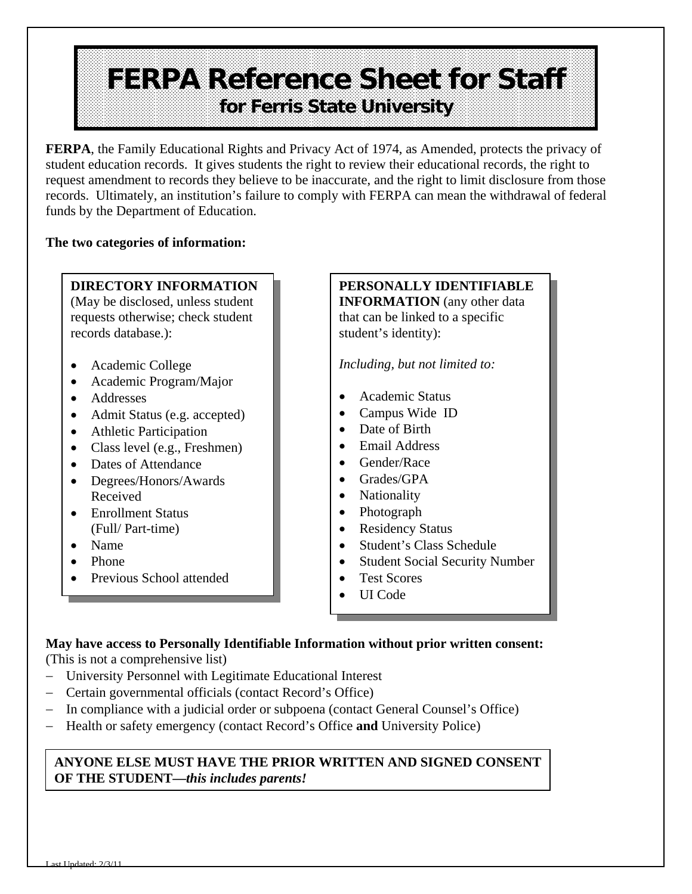# FERPA Reference Sheet for Staff

## for Ferris State University

**FERPA**, the Family Educational Rights and Privacy Act of 1974, as Amended, protects the privacy of student education records. It gives students the right to review their educational records, the right to request amendment to records they believe to be inaccurate, and the right to limit disclosure from those records. Ultimately, an institution's failure to comply with FERPA can mean the withdrawal of federal funds by the Department of Education.

**The two categories of information:**

**DIRECTORY INFORMATION** (May be disclosed, unless student requests otherwise; check student records database.):

- Academic College
- Academic Program/Major
- Addresses
- Admit Status (e.g. accepted)
- Athletic Participation
- Class level (e.g., Freshmen)
- Dates of Attendance
- Degrees/Honors/Awards Received
- Enrollment Status (Full/ Part-time)
- Name
- Phone
- Previous School attended

**PERSONALLY IDENTIFIABLE INFORMATION** (any other data that can be linked to a specific student's identity):

*Including, but not limited to:*

- Academic Status
- Campus Wide ID
- Date of Birth
- Email Address
- Gender/Race
- Grades/GPA
- Nationality
- Photograph
- Residency Status
- Student's Class Schedule
- Student Social Security Number
- Test Scores
- UI Code

**May have access to Personally Identifiable Information without prior written consent:**
(This is not a comprehensive list)

- University Personnel with Legitimate Educational Interest
- Certain governmental officials (contact Record's Office)
- In compliance with a judicial order or subpoena (contact General Counsel's Office)
- Health or safety emergency (contact Record's Office **and** University Police)

**ANYONE ELSE MUST HAVE THE PRIOR WRITTEN AND SIGNED CONSENT OF THE STUDENT—*this includes parents!***

Last Updated: 2/3/11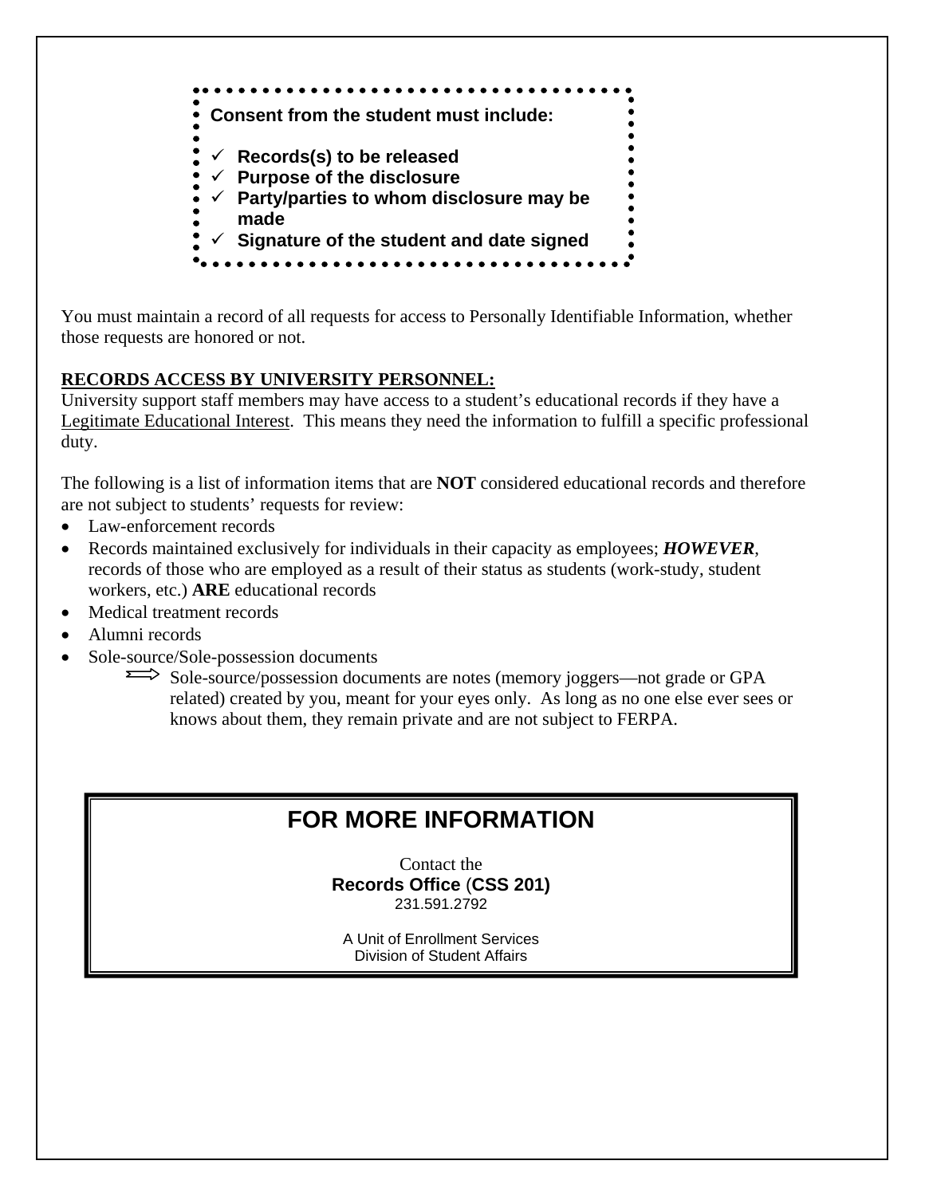**Consent from the student must include:**

- ✓ **Records(s) to be released**
- ✓ **Purpose of the disclosure**
- ✓ **Party/parties to whom disclosure may be made**
- ✓ **Signature of the student and date signed**

You must maintain a record of all requests for access to Personally Identifiable Information, whether those requests are honored or not.

**RECORDS ACCESS BY UNIVERSITY PERSONNEL:**

University support staff members may have access to a student's educational records if they have a Legitimate Educational Interest. This means they need the information to fulfill a specific professional duty.

The following is a list of information items that are **NOT** considered educational records and therefore are not subject to students' requests for review:

- Law-enforcement records
- Records maintained exclusively for individuals in their capacity as employees; ***HOWEVER***, records of those who are employed as a result of their status as students (work-study, student workers, etc.) **ARE** educational records
- Medical treatment records
- Alumni records
- Sole-source/Sole-possession documents
  - ⟹ Sole-source/possession documents are notes (memory joggers—not grade or GPA related) created by you, meant for your eyes only. As long as no one else ever sees or knows about them, they remain private and are not subject to FERPA.

## FOR MORE INFORMATION

Contact the
**Records Office** (**CSS 201)**
231.591.2792

A Unit of Enrollment Services
Division of Student Affairs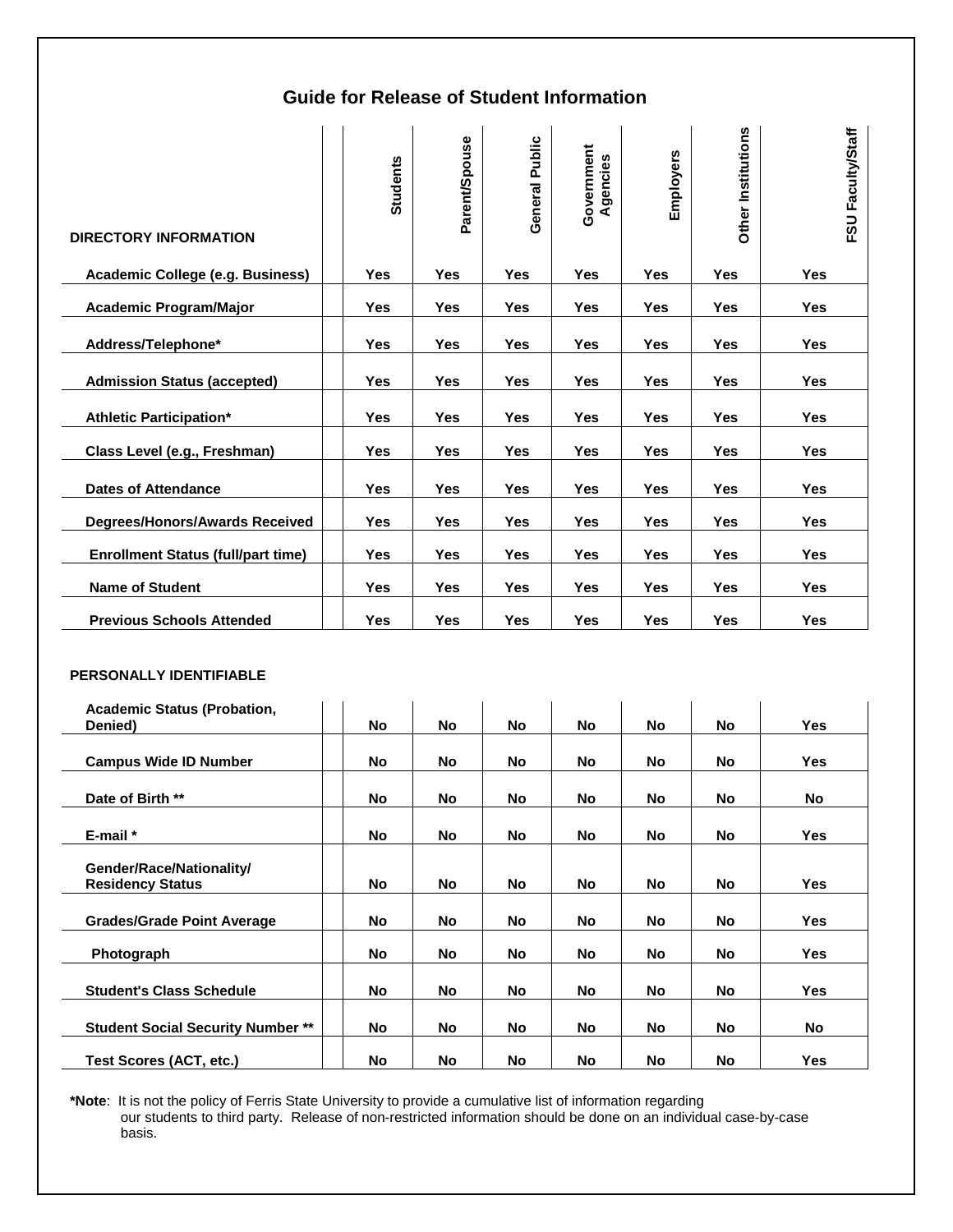# Guide for Release of Student Information

| DIRECTORY INFORMATION | Students | Parent/Spouse | General Public | Government Agencies | Employers | Other Institutions | FSU Faculty/Staff |
|---|---|---|---|---|---|---|---|
| Academic College (e.g. Business) | Yes | Yes | Yes | Yes | Yes | Yes | Yes |
| Academic Program/Major | Yes | Yes | Yes | Yes | Yes | Yes | Yes |
| Address/Telephone* | Yes | Yes | Yes | Yes | Yes | Yes | Yes |
| Admission Status (accepted) | Yes | Yes | Yes | Yes | Yes | Yes | Yes |
| Athletic Participation* | Yes | Yes | Yes | Yes | Yes | Yes | Yes |
| Class Level (e.g., Freshman) | Yes | Yes | Yes | Yes | Yes | Yes | Yes |
| Dates of Attendance | Yes | Yes | Yes | Yes | Yes | Yes | Yes |
| Degrees/Honors/Awards Received | Yes | Yes | Yes | Yes | Yes | Yes | Yes |
| Enrollment Status (full/part time) | Yes | Yes | Yes | Yes | Yes | Yes | Yes |
| Name of Student | Yes | Yes | Yes | Yes | Yes | Yes | Yes |
| Previous Schools Attended | Yes | Yes | Yes | Yes | Yes | Yes | Yes |

| PERSONALLY IDENTIFIABLE | Students | Parent/Spouse | General Public | Government Agencies | Employers | Other Institutions | FSU Faculty/Staff |
|---|---|---|---|---|---|---|---|
| Academic Status (Probation, Denied) | No | No | No | No | No | No | Yes |
| Campus Wide ID Number | No | No | No | No | No | No | Yes |
| Date of Birth ** | No | No | No | No | No | No | No |
| E-mail * | No | No | No | No | No | No | Yes |
| Gender/Race/Nationality/ Residency Status | No | No | No | No | No | No | Yes |
| Grades/Grade Point Average | No | No | No | No | No | No | Yes |
| Photograph | No | No | No | No | No | No | Yes |
| Student's Class Schedule | No | No | No | No | No | No | Yes |
| Student Social Security Number ** | No | No | No | No | No | No | No |
| Test Scores (ACT, etc.) | No | No | No | No | No | No | Yes |

**\*Note**: It is not the policy of Ferris State University to provide a cumulative list of information regarding our students to third party. Release of non-restricted information should be done on an individual case-by-case basis.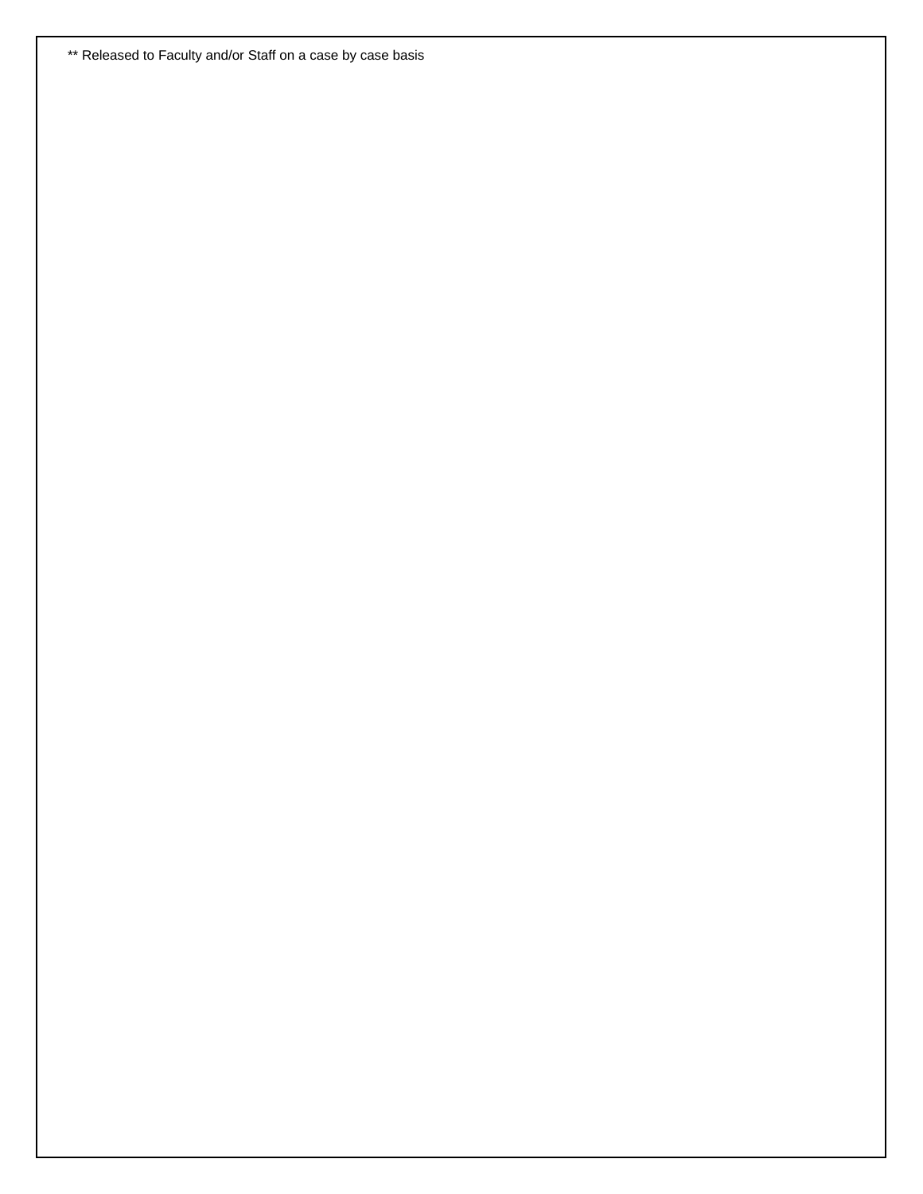** Released to Faculty and/or Staff on a case by case basis